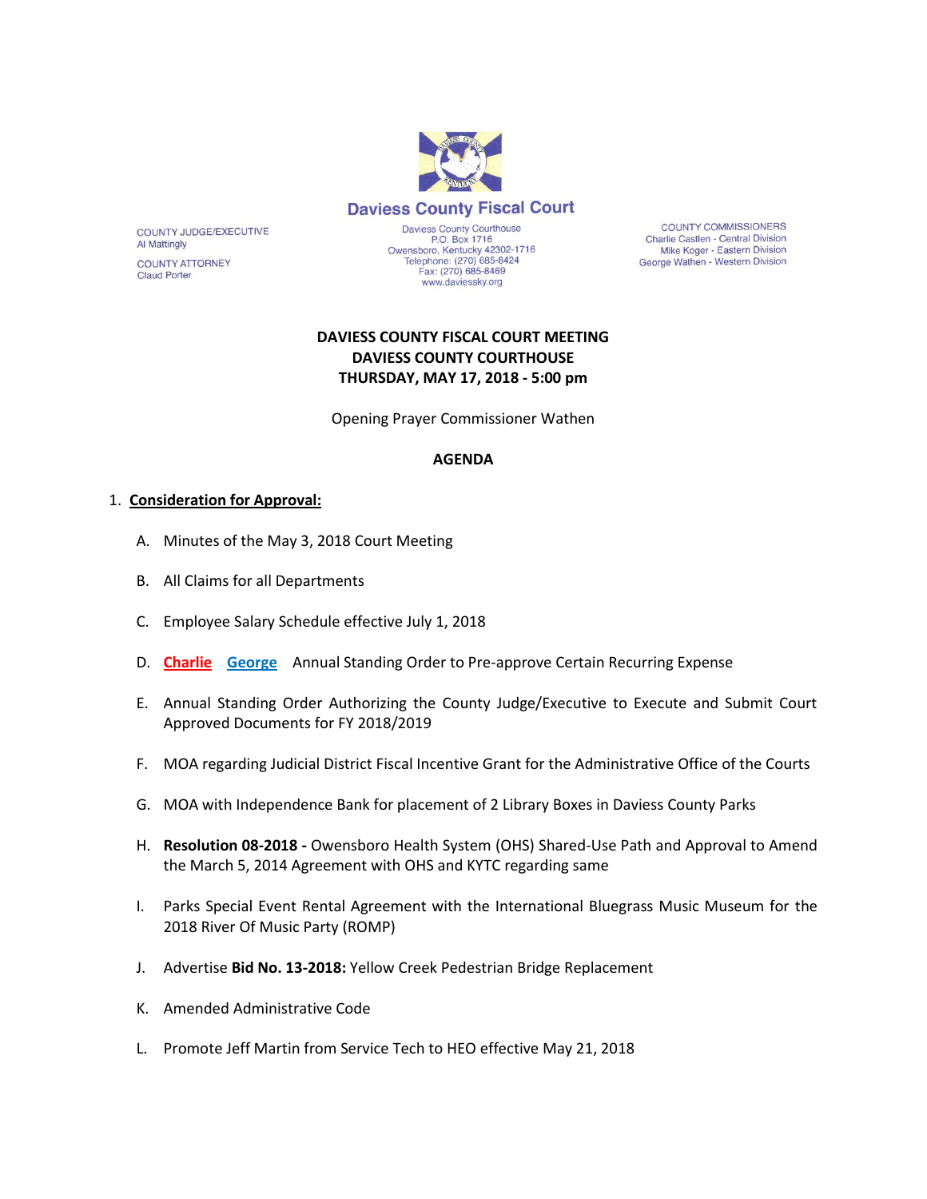**Daviess County Fiscal Court**

Daviess County Courthouse
P.O. Box 1716
Owensboro, Kentucky 42302-1716
Telephone: (270) 685-8424
Fax: (270) 685-8469
www.daviessky.org

COUNTY JUDGE/EXECUTIVE
Al Mattingly

COUNTY ATTORNEY
Claud Porter

COUNTY COMMISSIONERS
Charlie Castlen - Central Division
Mike Koger - Eastern Division
George Wathen - Western Division

**DAVIESS COUNTY FISCAL COURT MEETING**
**DAVIESS COUNTY COURTHOUSE**
**THURSDAY, MAY 17, 2018 - 5:00 pm**

Opening Prayer Commissioner Wathen

**AGENDA**

1. **Consideration for Approval:**

   A. Minutes of the May 3, 2018 Court Meeting

   B. All Claims for all Departments

   C. Employee Salary Schedule effective July 1, 2018

   D. **Charlie** **George** Annual Standing Order to Pre-approve Certain Recurring Expense

   E. Annual Standing Order Authorizing the County Judge/Executive to Execute and Submit Court Approved Documents for FY 2018/2019

   F. MOA regarding Judicial District Fiscal Incentive Grant for the Administrative Office of the Courts

   G. MOA with Independence Bank for placement of 2 Library Boxes in Daviess County Parks

   H. **Resolution 08-2018 -** Owensboro Health System (OHS) Shared-Use Path and Approval to Amend the March 5, 2014 Agreement with OHS and KYTC regarding same

   I. Parks Special Event Rental Agreement with the International Bluegrass Music Museum for the 2018 River Of Music Party (ROMP)

   J. Advertise **Bid No. 13-2018:** Yellow Creek Pedestrian Bridge Replacement

   K. Amended Administrative Code

   L. Promote Jeff Martin from Service Tech to HEO effective May 21, 2018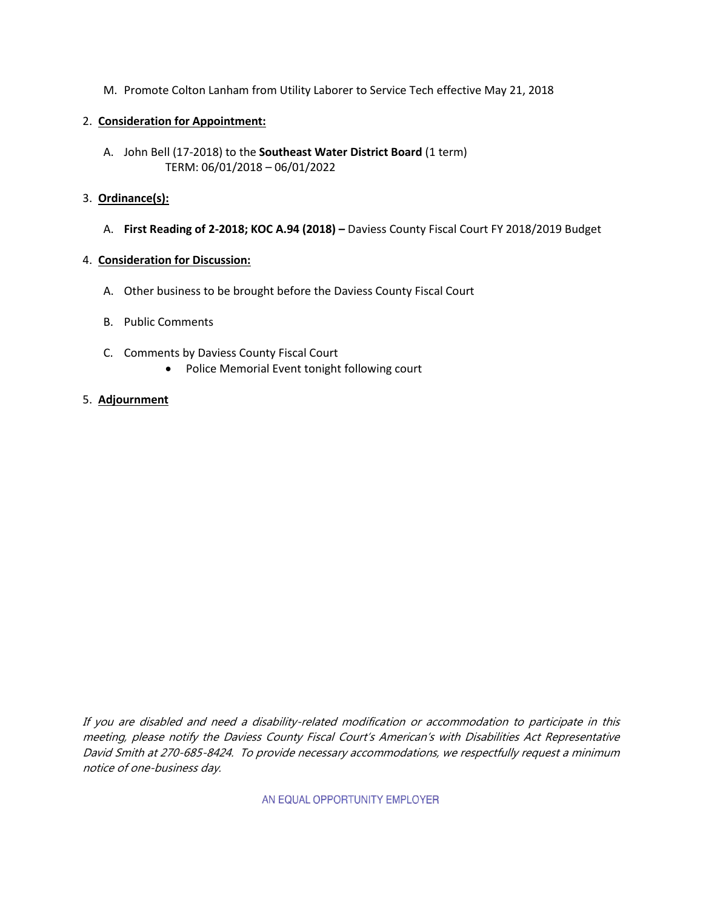M. Promote Colton Lanham from Utility Laborer to Service Tech effective May 21, 2018

2. **Consideration for Appointment:**

   A. John Bell (17-2018) to the **Southeast Water District Board** (1 term)
      TERM: 06/01/2018 – 06/01/2022

3. **Ordinance(s):**

   A. **First Reading of 2-2018; KOC A.94 (2018) –** Daviess County Fiscal Court FY 2018/2019 Budget

4. **Consideration for Discussion:**

   A. Other business to be brought before the Daviess County Fiscal Court

   B. Public Comments

   C. Comments by Daviess County Fiscal Court
      - Police Memorial Event tonight following court

5. **Adjournment**

*If you are disabled and need a disability-related modification or accommodation to participate in this meeting, please notify the Daviess County Fiscal Court's American's with Disabilities Act Representative David Smith at 270-685-8424. To provide necessary accommodations, we respectfully request a minimum notice of one-business day.*

AN EQUAL OPPORTUNITY EMPLOYER